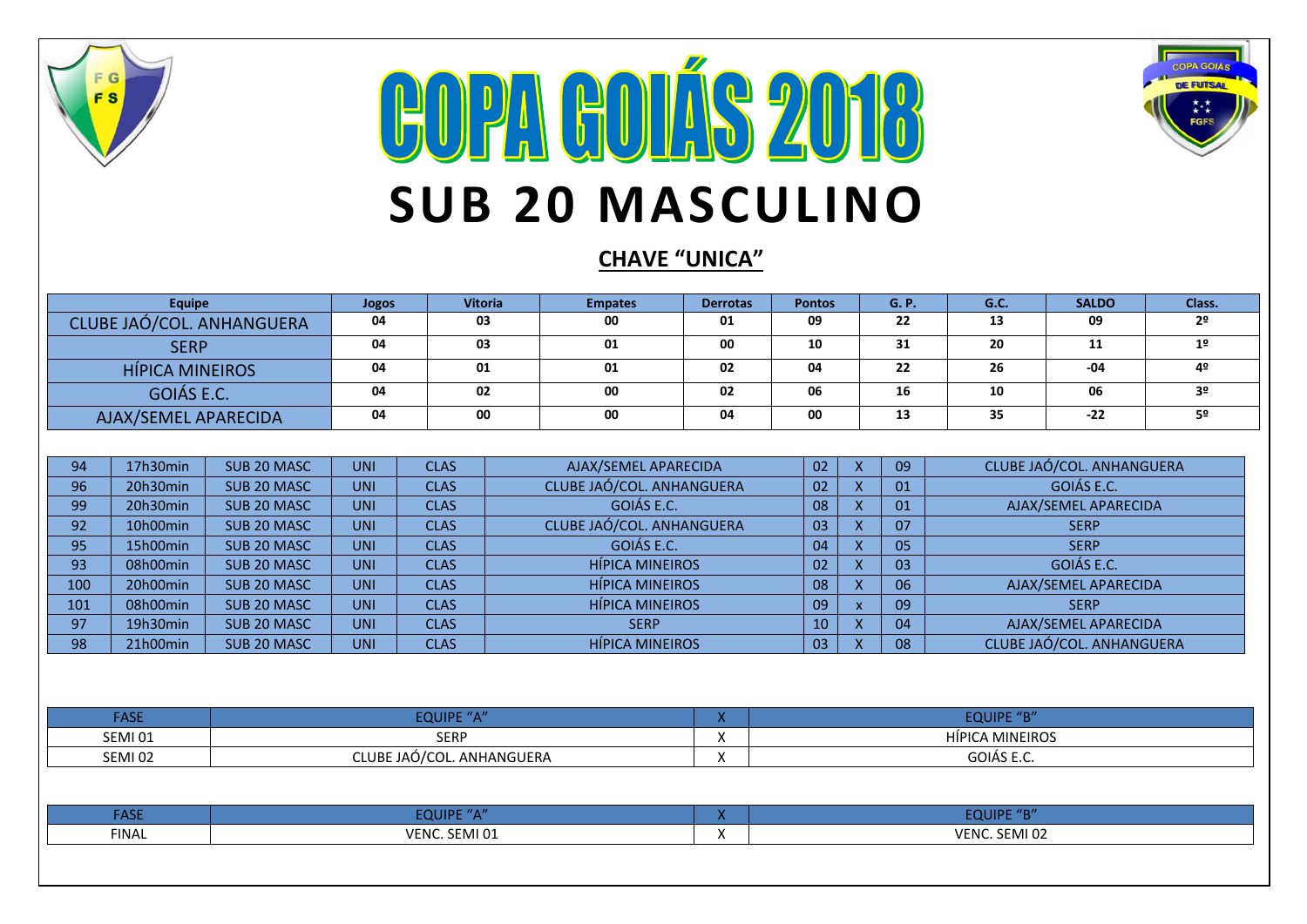# COPA GOIÁS 2018

# SUB 20 MASCULINO

## CHAVE "UNICA"

| Equipe | Jogos | Vitoria | Empates | Derrotas | Pontos | G. P. | G.C. | SALDO | Class. |
|---|---|---|---|---|---|---|---|---|---|
| CLUBE JAÓ/COL. ANHANGUERA | 04 | 03 | 00 | 01 | 09 | 22 | 13 | 09 | 2º |
| SERP | 04 | 03 | 01 | 00 | 10 | 31 | 20 | 11 | 1º |
| HÍPICA MINEIROS | 04 | 01 | 01 | 02 | 04 | 22 | 26 | -04 | 4º |
| GOIÁS E.C. | 04 | 02 | 00 | 02 | 06 | 16 | 10 | 06 | 3º |
| AJAX/SEMEL APARECIDA | 04 | 00 | 00 | 04 | 00 | 13 | 35 | -22 | 5º |

| | | | | | | | | | |
|---|---|---|---|---|---|---|---|---|---|
| 94 | 17h30min | SUB 20 MASC | UNI | CLAS | AJAX/SEMEL APARECIDA | 02 | X | 09 | CLUBE JAÓ/COL. ANHANGUERA |
| 96 | 20h30min | SUB 20 MASC | UNI | CLAS | CLUBE JAÓ/COL. ANHANGUERA | 02 | X | 01 | GOIÁS E.C. |
| 99 | 20h30min | SUB 20 MASC | UNI | CLAS | GOIÁS E.C. | 08 | X | 01 | AJAX/SEMEL APARECIDA |
| 92 | 10h00min | SUB 20 MASC | UNI | CLAS | CLUBE JAÓ/COL. ANHANGUERA | 03 | X | 07 | SERP |
| 95 | 15h00min | SUB 20 MASC | UNI | CLAS | GOIÁS E.C. | 04 | X | 05 | SERP |
| 93 | 08h00min | SUB 20 MASC | UNI | CLAS | HÍPICA MINEIROS | 02 | X | 03 | GOIÁS E.C. |
| 100 | 20h00min | SUB 20 MASC | UNI | CLAS | HÍPICA MINEIROS | 08 | X | 06 | AJAX/SEMEL APARECIDA |
| 101 | 08h00min | SUB 20 MASC | UNI | CLAS | HÍPICA MINEIROS | 09 | x | 09 | SERP |
| 97 | 19h30min | SUB 20 MASC | UNI | CLAS | SERP | 10 | X | 04 | AJAX/SEMEL APARECIDA |
| 98 | 21h00min | SUB 20 MASC | UNI | CLAS | HÍPICA MINEIROS | 03 | X | 08 | CLUBE JAÓ/COL. ANHANGUERA |

| FASE | EQUIPE "A" | X | EQUIPE "B" |
|---|---|---|---|
| SEMI 01 | SERP | X | HÍPICA MINEIROS |
| SEMI 02 | CLUBE JAÓ/COL. ANHANGUERA | X | GOIÁS E.C. |

| FASE | EQUIPE "A" | X | EQUIPE "B" |
|---|---|---|---|
| FINAL | VENC. SEMI 01 | X | VENC. SEMI 02 |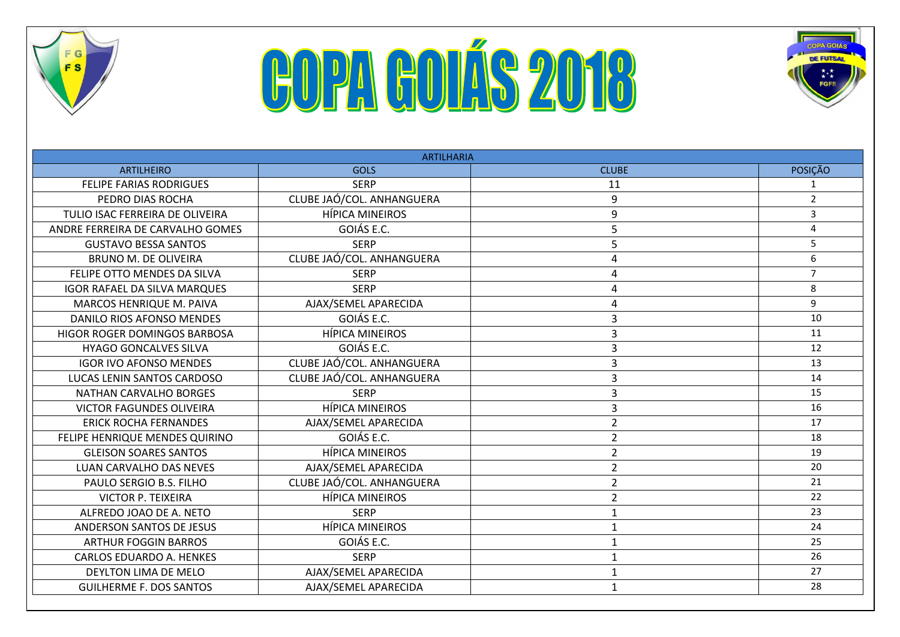# COPA GOIÁS 2018

| ARTILHARIA | | | |
|---|---|---|---|
| ARTILHEIRO | GOLS | CLUBE | POSIÇÃO |
| FELIPE FARIAS RODRIGUES | SERP | 11 | 1 |
| PEDRO DIAS ROCHA | CLUBE JAÓ/COL. ANHANGUERA | 9 | 2 |
| TULIO ISAC FERREIRA DE OLIVEIRA | HÍPICA MINEIROS | 9 | 3 |
| ANDRE FERREIRA DE CARVALHO GOMES | GOIÁS E.C. | 5 | 4 |
| GUSTAVO BESSA SANTOS | SERP | 5 | 5 |
| BRUNO M. DE OLIVEIRA | CLUBE JAÓ/COL. ANHANGUERA | 4 | 6 |
| FELIPE OTTO MENDES DA SILVA | SERP | 4 | 7 |
| IGOR RAFAEL DA SILVA MARQUES | SERP | 4 | 8 |
| MARCOS HENRIQUE M. PAIVA | AJAX/SEMEL APARECIDA | 4 | 9 |
| DANILO RIOS AFONSO MENDES | GOIÁS E.C. | 3 | 10 |
| HIGOR ROGER DOMINGOS BARBOSA | HÍPICA MINEIROS | 3 | 11 |
| HYAGO GONCALVES SILVA | GOIÁS E.C. | 3 | 12 |
| IGOR IVO AFONSO MENDES | CLUBE JAÓ/COL. ANHANGUERA | 3 | 13 |
| LUCAS LENIN SANTOS CARDOSO | CLUBE JAÓ/COL. ANHANGUERA | 3 | 14 |
| NATHAN CARVALHO BORGES | SERP | 3 | 15 |
| VICTOR FAGUNDES OLIVEIRA | HÍPICA MINEIROS | 3 | 16 |
| ERICK ROCHA FERNANDES | AJAX/SEMEL APARECIDA | 2 | 17 |
| FELIPE HENRIQUE MENDES QUIRINO | GOIÁS E.C. | 2 | 18 |
| GLEISON SOARES SANTOS | HÍPICA MINEIROS | 2 | 19 |
| LUAN CARVALHO DAS NEVES | AJAX/SEMEL APARECIDA | 2 | 20 |
| PAULO SERGIO B.S. FILHO | CLUBE JAÓ/COL. ANHANGUERA | 2 | 21 |
| VICTOR P. TEIXEIRA | HÍPICA MINEIROS | 2 | 22 |
| ALFREDO JOAO DE A. NETO | SERP | 1 | 23 |
| ANDERSON SANTOS DE JESUS | HÍPICA MINEIROS | 1 | 24 |
| ARTHUR FOGGIN BARROS | GOIÁS E.C. | 1 | 25 |
| CARLOS EDUARDO A. HENKES | SERP | 1 | 26 |
| DEYLTON LIMA DE MELO | AJAX/SEMEL APARECIDA | 1 | 27 |
| GUILHERME F. DOS SANTOS | AJAX/SEMEL APARECIDA | 1 | 28 |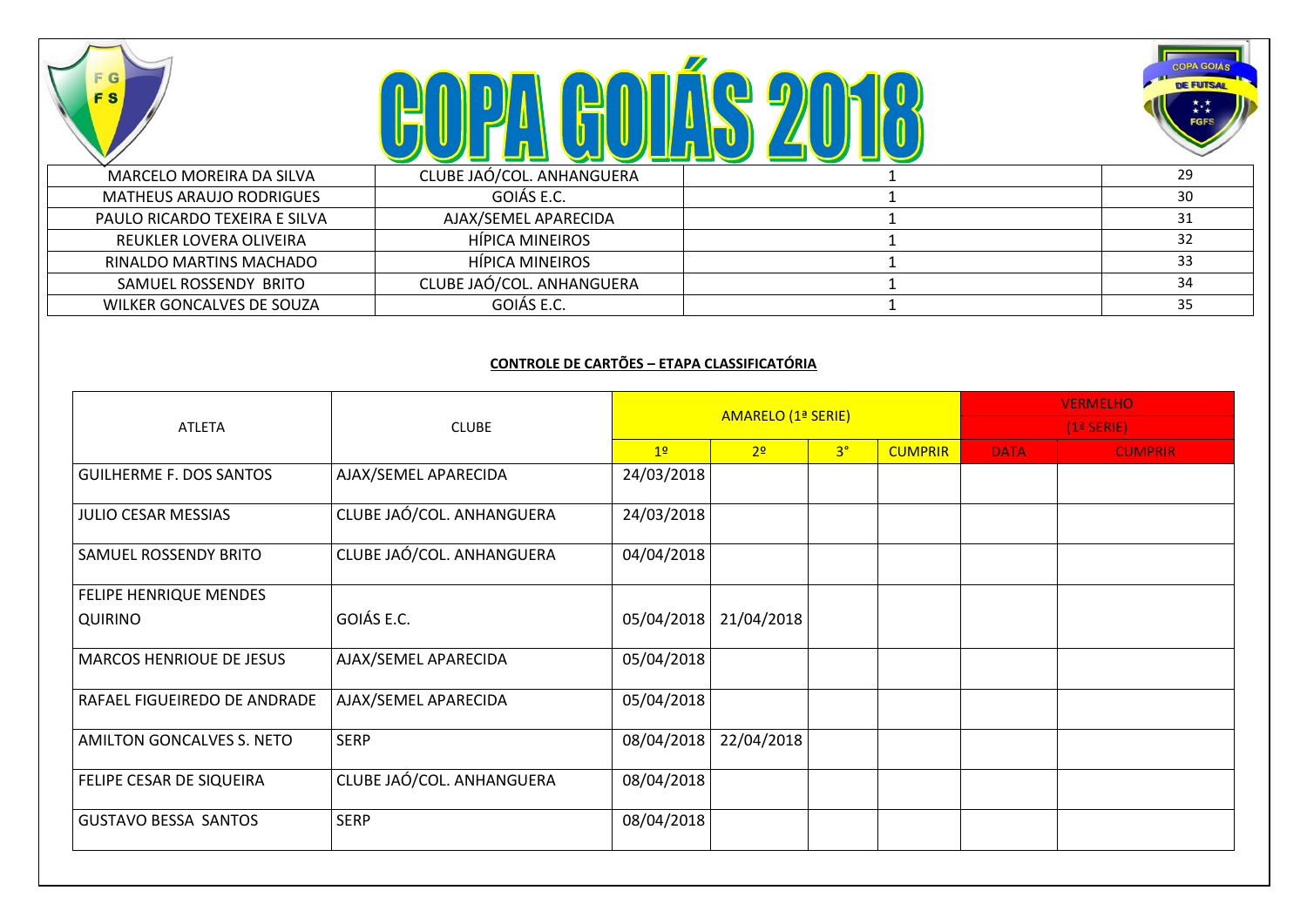# COPA GOIÁS 2018

| | | | |
|---|---|---|---|
| MARCELO MOREIRA DA SILVA | CLUBE JAÓ/COL. ANHANGUERA | 1 | 29 |
| MATHEUS ARAUJO RODRIGUES | GOIÁS E.C. | 1 | 30 |
| PAULO RICARDO TEXEIRA E SILVA | AJAX/SEMEL APARECIDA | 1 | 31 |
| REUKLER LOVERA OLIVEIRA | HÍPICA MINEIROS | 1 | 32 |
| RINALDO MARTINS MACHADO | HÍPICA MINEIROS | 1 | 33 |
| SAMUEL ROSSENDY BRITO | CLUBE JAÓ/COL. ANHANGUERA | 1 | 34 |
| WILKER GONCALVES DE SOUZA | GOIÁS E.C. | 1 | 35 |

**CONTROLE DE CARTÕES – ETAPA CLASSIFICATÓRIA**

| ATLETA | CLUBE | AMARELO (1ª SERIE) | | | | VERMELHO (1ª SERIE) | |
|---|---|---|---|---|---|---|---|
| | | 1º | 2º | 3° | CUMPRIR | DATA | CUMPRIR |
| GUILHERME F. DOS SANTOS | AJAX/SEMEL APARECIDA | 24/03/2018 | | | | | |
| JULIO CESAR MESSIAS | CLUBE JAÓ/COL. ANHANGUERA | 24/03/2018 | | | | | |
| SAMUEL ROSSENDY BRITO | CLUBE JAÓ/COL. ANHANGUERA | 04/04/2018 | | | | | |
| FELIPE HENRIQUE MENDES QUIRINO | GOIÁS E.C. | 05/04/2018 | 21/04/2018 | | | | |
| MARCOS HENRIOUE DE JESUS | AJAX/SEMEL APARECIDA | 05/04/2018 | | | | | |
| RAFAEL FIGUEIREDO DE ANDRADE | AJAX/SEMEL APARECIDA | 05/04/2018 | | | | | |
| AMILTON GONCALVES S. NETO | SERP | 08/04/2018 | 22/04/2018 | | | | |
| FELIPE CESAR DE SIQUEIRA | CLUBE JAÓ/COL. ANHANGUERA | 08/04/2018 | | | | | |
| GUSTAVO BESSA SANTOS | SERP | 08/04/2018 | | | | | |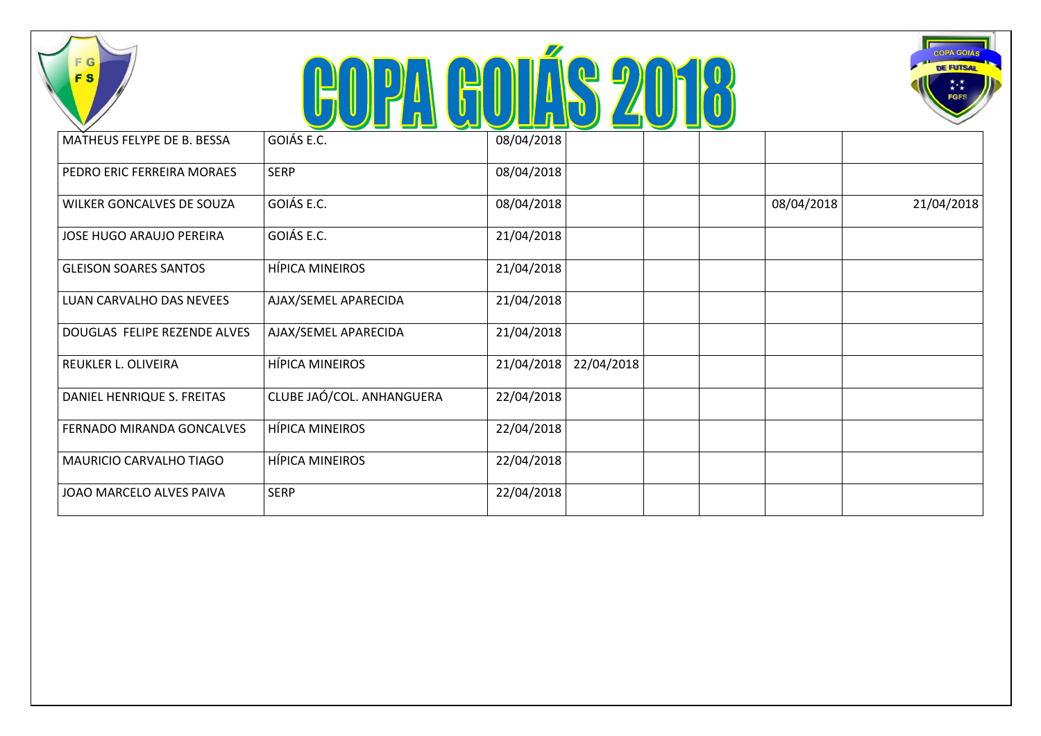# COPA GOIÁS 2018

| | | | | | | | |
|---|---|---|---|---|---|---|---|
| MATHEUS FELYPE DE B. BESSA | GOIÁS E.C. | 08/04/2018 | | | | | |
| PEDRO ERIC FERREIRA MORAES | SERP | 08/04/2018 | | | | | |
| WILKER GONCALVES DE SOUZA | GOIÁS E.C. | 08/04/2018 | | | | 08/04/2018 | 21/04/2018 |
| JOSE HUGO ARAUJO PEREIRA | GOIÁS E.C. | 21/04/2018 | | | | | |
| GLEISON SOARES SANTOS | HÍPICA MINEIROS | 21/04/2018 | | | | | |
| LUAN CARVALHO DAS NEVEES | AJAX/SEMEL APARECIDA | 21/04/2018 | | | | | |
| DOUGLAS FELIPE REZENDE ALVES | AJAX/SEMEL APARECIDA | 21/04/2018 | | | | | |
| REUKLER L. OLIVEIRA | HÍPICA MINEIROS | 21/04/2018 | 22/04/2018 | | | | |
| DANIEL HENRIQUE S. FREITAS | CLUBE JAÓ/COL. ANHANGUERA | 22/04/2018 | | | | | |
| FERNADO MIRANDA GONCALVES | HÍPICA MINEIROS | 22/04/2018 | | | | | |
| MAURICIO CARVALHO TIAGO | HÍPICA MINEIROS | 22/04/2018 | | | | | |
| JOAO MARCELO ALVES PAIVA | SERP | 22/04/2018 | | | | | |